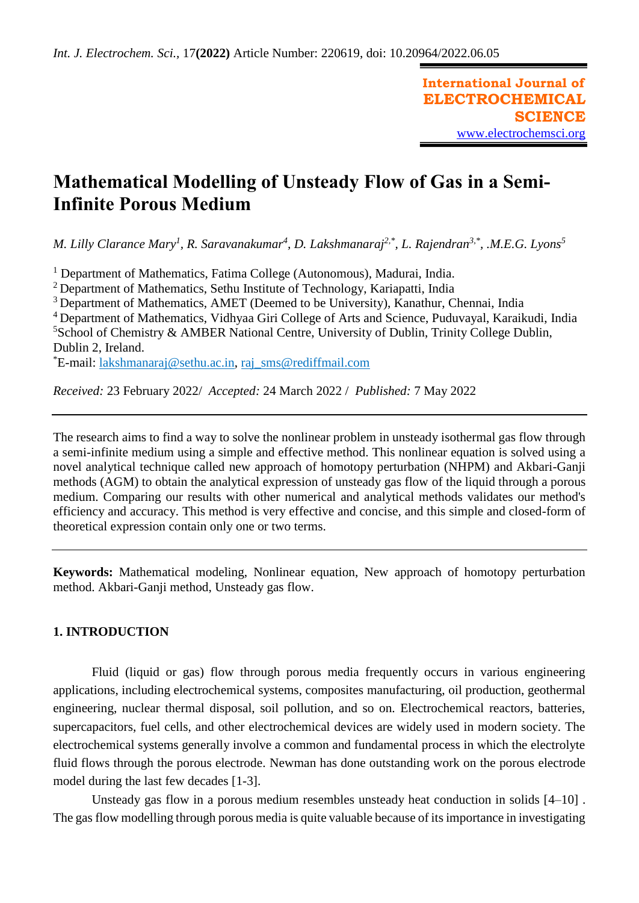# Mathematical Modelling of Unsteady Flow of Gas in a Semi-Infinite Porous Medium

*M. Lilly Clarance Mary[1], R. Saravanakumar[4], D. Lakshmanaraj[2,*], L. Rajendran[3,*], .M.E.G. Lyons[5]*

[1] Department of Mathematics, Fatima College (Autonomous), Madurai, India.
[2] Department of Mathematics, Sethu Institute of Technology, Kariapatti, India
[3] Department of Mathematics, AMET (Deemed to be University), Kanathur, Chennai, India
[4] Department of Mathematics, Vidhyaa Giri College of Arts and Science, Puduvayal, Karaikudi, India
[5] School of Chemistry & AMBER National Centre, University of Dublin, Trinity College Dublin, Dublin 2, Ireland.
[*] E-mail: lakshmanaraj@sethu.ac.in, raj_sms@rediffmail.com

*Received:* 23 February 2022/ *Accepted:* 24 March 2022 / *Published:* 7 May 2022

---

The research aims to find a way to solve the nonlinear problem in unsteady isothermal gas flow through a semi-infinite medium using a simple and effective method. This nonlinear equation is solved using a novel analytical technique called new approach of homotopy perturbation (NHPM) and Akbari-Ganji methods (AGM) to obtain the analytical expression of unsteady gas flow of the liquid through a porous medium. Comparing our results with other numerical and analytical methods validates our method's efficiency and accuracy. This method is very effective and concise, and this simple and closed-form of theoretical expression contain only one or two terms.

---

**Keywords:** Mathematical modeling, Nonlinear equation, New approach of homotopy perturbation method. Akbari-Ganji method, Unsteady gas flow.

## 1. INTRODUCTION

Fluid (liquid or gas) flow through porous media frequently occurs in various engineering applications, including electrochemical systems, composites manufacturing, oil production, geothermal engineering, nuclear thermal disposal, soil pollution, and so on. Electrochemical reactors, batteries, supercapacitors, fuel cells, and other electrochemical devices are widely used in modern society. The electrochemical systems generally involve a common and fundamental process in which the electrolyte fluid flows through the porous electrode. Newman has done outstanding work on the porous electrode model during the last few decades [1-3].

Unsteady gas flow in a porous medium resembles unsteady heat conduction in solids [4–10] . The gas flow modelling through porous media is quite valuable because of its importance in investigating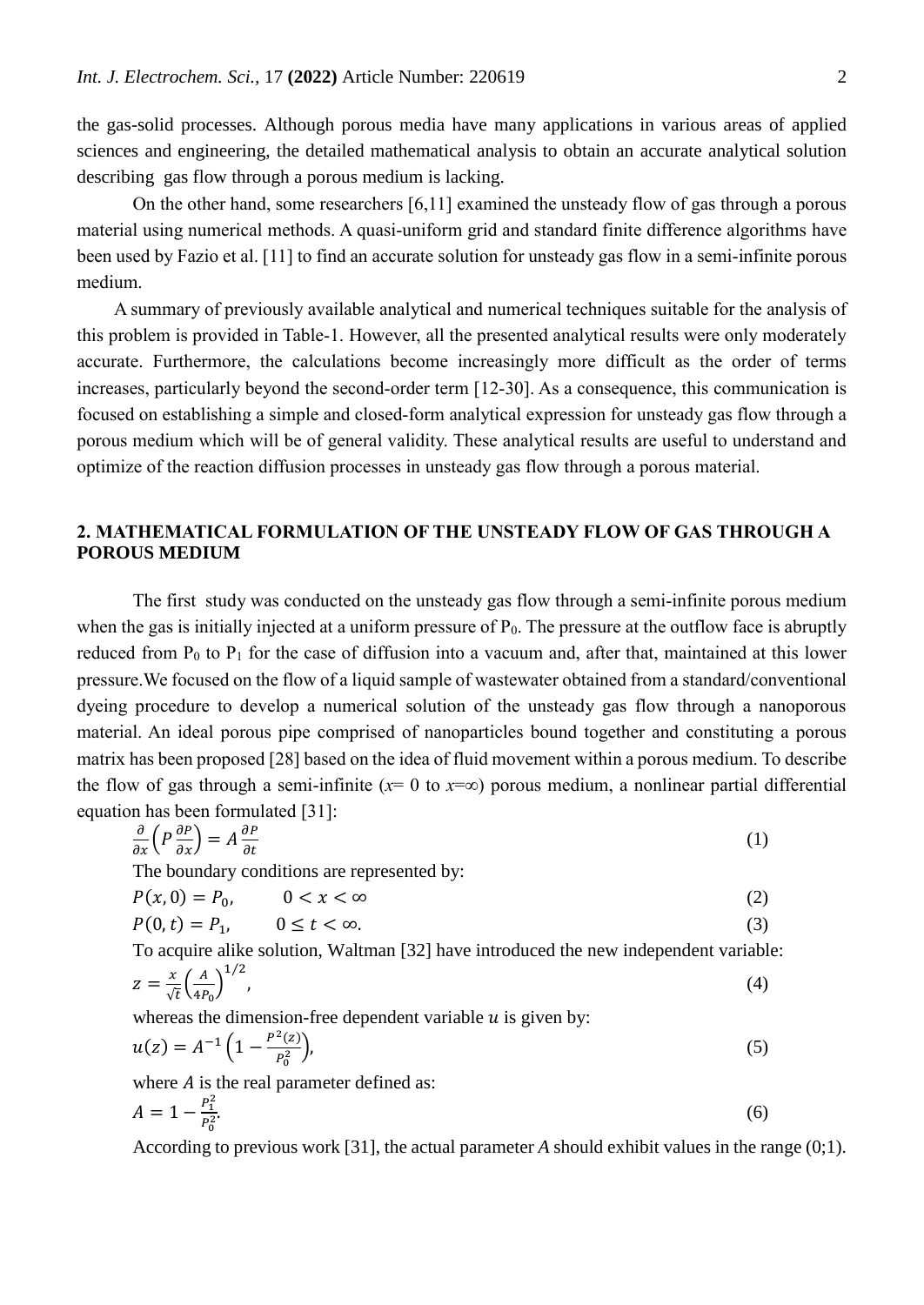the gas-solid processes. Although porous media have many applications in various areas of applied sciences and engineering, the detailed mathematical analysis to obtain an accurate analytical solution describing gas flow through a porous medium is lacking.

On the other hand, some researchers [6,11] examined the unsteady flow of gas through a porous material using numerical methods. A quasi-uniform grid and standard finite difference algorithms have been used by Fazio et al. [11] to find an accurate solution for unsteady gas flow in a semi-infinite porous medium.

A summary of previously available analytical and numerical techniques suitable for the analysis of this problem is provided in Table-1. However, all the presented analytical results were only moderately accurate. Furthermore, the calculations become increasingly more difficult as the order of terms increases, particularly beyond the second-order term [12-30]. As a consequence, this communication is focused on establishing a simple and closed-form analytical expression for unsteady gas flow through a porous medium which will be of general validity. These analytical results are useful to understand and optimize of the reaction diffusion processes in unsteady gas flow through a porous material.

## 2. MATHEMATICAL FORMULATION OF THE UNSTEADY FLOW OF GAS THROUGH A POROUS MEDIUM

The first study was conducted on the unsteady gas flow through a semi-infinite porous medium when the gas is initially injected at a uniform pressure of $P_0$. The pressure at the outflow face is abruptly reduced from $P_0$ to $P_1$ for the case of diffusion into a vacuum and, after that, maintained at this lower pressure.We focused on the flow of a liquid sample of wastewater obtained from a standard/conventional dyeing procedure to develop a numerical solution of the unsteady gas flow through a nanoporous material. An ideal porous pipe comprised of nanoparticles bound together and constituting a porous matrix has been proposed [28] based on the idea of fluid movement within a porous medium. To describe the flow of gas through a semi-infinite ($x$= 0 to $x$=∞) porous medium, a nonlinear partial differential equation has been formulated [31]:

$$\frac{\partial}{\partial x}\left(P\frac{\partial P}{\partial x}\right) = A\frac{\partial P}{\partial t} \tag{1}$$

The boundary conditions are represented by:

$$P(x,0) = P_0, \qquad 0 < x < \infty \tag{2}$$

$$P(0,t) = P_1, \qquad 0 \leq t < \infty. \tag{3}$$

To acquire alike solution, Waltman [32] have introduced the new independent variable:

$$z = \frac{x}{\sqrt{t}}\left(\frac{A}{4P_0}\right)^{1/2}, \tag{4}$$

whereas the dimension-free dependent variable $u$ is given by:

$$u(z) = A^{-1}\left(1 - \frac{P^2(z)}{P_0^2}\right), \tag{5}$$

where $A$ is the real parameter defined as:

$$A = 1 - \frac{P_1^2}{P_0^2}. \tag{6}$$

According to previous work [31], the actual parameter $A$ should exhibit values in the range (0;1).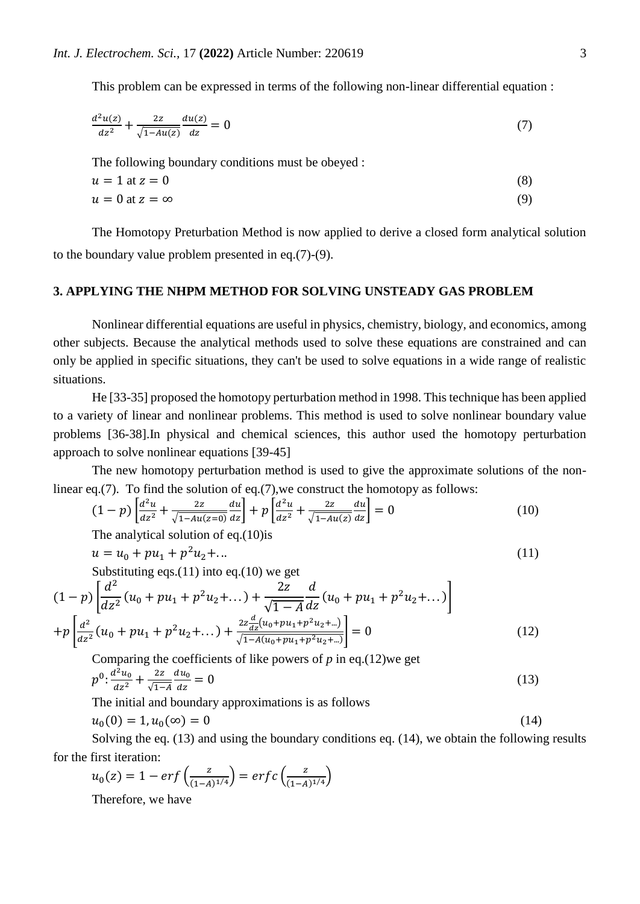This problem can be expressed in terms of the following non-linear differential equation :

$$\frac{d^2u(z)}{dz^2} + \frac{2z}{\sqrt{1-Au(z)}}\frac{du(z)}{dz} = 0 \tag{7}$$

The following boundary conditions must be obeyed :

$$u = 1 \text{ at } z = 0 \tag{8}$$

$$u = 0 \text{ at } z = \infty \tag{9}$$

The Homotopy Preturbation Method is now applied to derive a closed form analytical solution to the boundary value problem presented in eq.(7)-(9).

## 3. APPLYING THE NHPM METHOD FOR SOLVING UNSTEADY GAS PROBLEM

Nonlinear differential equations are useful in physics, chemistry, biology, and economics, among other subjects. Because the analytical methods used to solve these equations are constrained and can only be applied in specific situations, they can't be used to solve equations in a wide range of realistic situations.

He [33-35] proposed the homotopy perturbation method in 1998. This technique has been applied to a variety of linear and nonlinear problems. This method is used to solve nonlinear boundary value problems [36-38].In physical and chemical sciences, this author used the homotopy perturbation approach to solve nonlinear equations [39-45]

The new homotopy perturbation method is used to give the approximate solutions of the non-linear eq.(7). To find the solution of eq.(7),we construct the homotopy as follows:

$$(1-p)\left[\frac{d^2u}{dz^2} + \frac{2z}{\sqrt{1-Au(z=0)}}\frac{du}{dz}\right] + p\left[\frac{d^2u}{dz^2} + \frac{2z}{\sqrt{1-Au(z)}}\frac{du}{dz}\right] = 0 \tag{10}$$

The analytical solution of eq.(10)is

$$u = u_0 + pu_1 + p^2u_2 + \ldots \tag{11}$$

Substituting eqs.(11) into eq.(10) we get

$$(1-p)\left[\frac{d^2}{dz^2}(u_0 + pu_1 + p^2u_2 + \ldots) + \frac{2z}{\sqrt{1-A}}\frac{d}{dz}(u_0 + pu_1 + p^2u_2 + \ldots)\right]$$

$$+p\left[\frac{d^2}{dz^2}(u_0 + pu_1 + p^2u_2 + \ldots) + \frac{2z\frac{d}{dz}(u_0 + pu_1 + p^2u_2 + \ldots)}{\sqrt{1-A(u_0 + pu_1 + p^2u_2 + \ldots)}}\right] = 0 \tag{12}$$

Comparing the coefficients of like powers of *p* in eq.(12)we get

$$p^0: \frac{d^2u_0}{dz^2} + \frac{2z}{\sqrt{1-A}}\frac{du_0}{dz} = 0 \tag{13}$$

The initial and boundary approximations is as follows

$$u_0(0) = 1, u_0(\infty) = 0 \tag{14}$$

Solving the eq. (13) and using the boundary conditions eq. (14), we obtain the following results for the first iteration:

$$u_0(z) = 1 - erf\left(\frac{z}{(1-A)^{1/4}}\right) = erfc\left(\frac{z}{(1-A)^{1/4}}\right)$$

Therefore, we have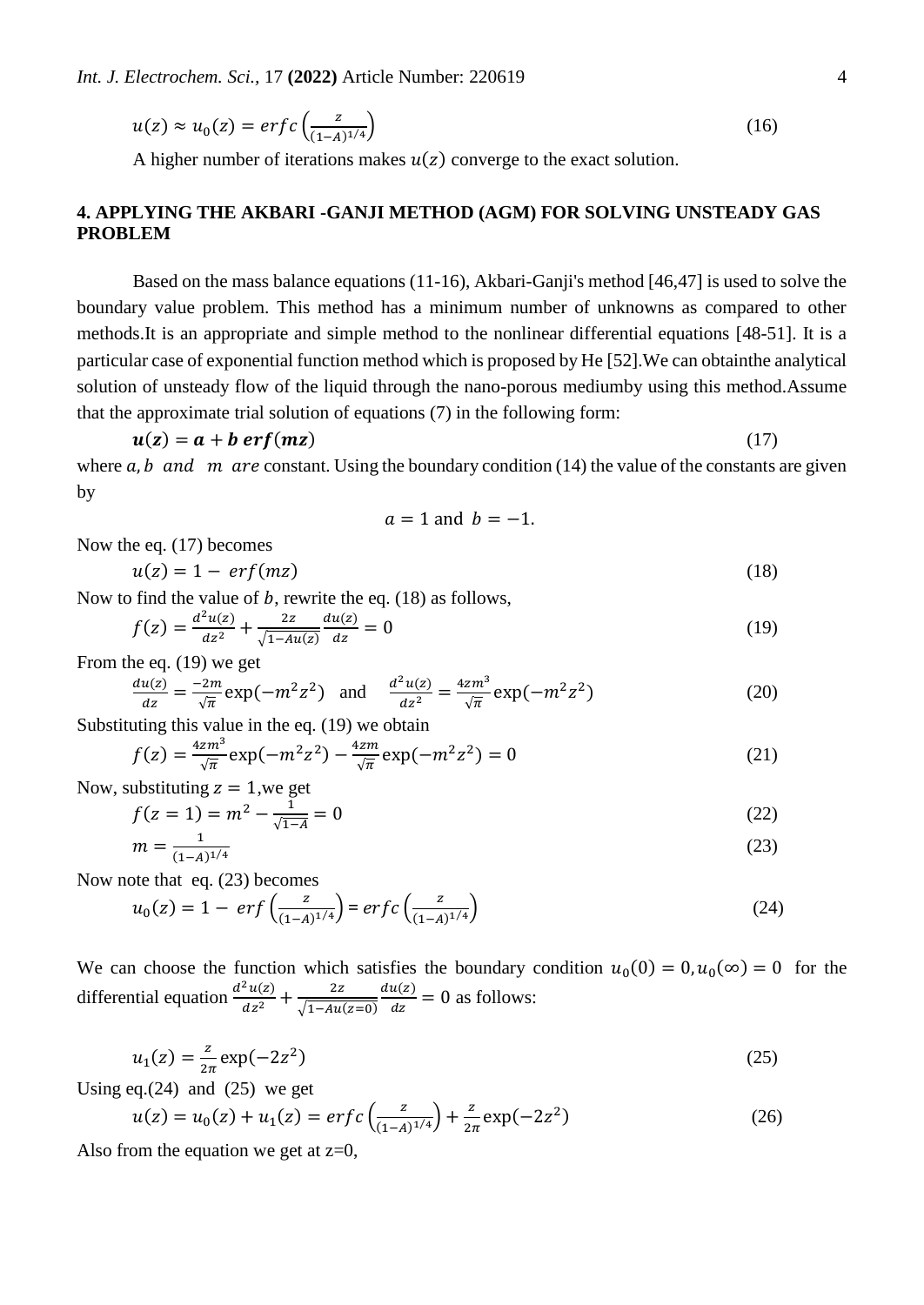$$u(z) \approx u_0(z) = erfc\left(\frac{z}{(1-A)^{1/4}}\right) \quad (16)$$

A higher number of iterations makes $u(z)$ converge to the exact solution.

## 4. APPLYING THE AKBARI -GANJI METHOD (AGM) FOR SOLVING UNSTEADY GAS PROBLEM

Based on the mass balance equations (11-16), Akbari-Ganji's method [46,47] is used to solve the boundary value problem. This method has a minimum number of unknowns as compared to other methods.It is an appropriate and simple method to the nonlinear differential equations [48-51]. It is a particular case of exponential function method which is proposed by He [52].We can obtainthe analytical solution of unsteady flow of the liquid through the nano-porous mediumby using this method.Assume that the approximate trial solution of equations (7) in the following form:

$$\boldsymbol{u(z) = a + b\, erf(mz)} \quad (17)$$

where $a, b$ *and* $m$ *are* constant. Using the boundary condition (14) the value of the constants are given by

$$a = 1 \text{ and } b = -1.$$

Now the eq. (17) becomes

$$u(z) = 1 - erf(mz) \quad (18)$$

Now to find the value of $b$, rewrite the eq. (18) as follows,

$$f(z) = \frac{d^2u(z)}{dz^2} + \frac{2z}{\sqrt{1-Au(z)}}\frac{du(z)}{dz} = 0 \quad (19)$$

From the eq. (19) we get

$$\frac{du(z)}{dz} = \frac{-2m}{\sqrt{\pi}}\exp(-m^2z^2) \quad \text{and} \quad \frac{d^2u(z)}{dz^2} = \frac{4zm^3}{\sqrt{\pi}}\exp(-m^2z^2) \quad (20)$$

Substituting this value in the eq. (19) we obtain

$$f(z) = \frac{4zm^3}{\sqrt{\pi}}\exp(-m^2z^2) - \frac{4zm}{\sqrt{\pi}}\exp(-m^2z^2) = 0 \quad (21)$$

Now, substituting $z = 1$,we get

$$f(z = 1) = m^2 - \frac{1}{\sqrt{1-A}} = 0 \quad (22)$$

$$m = \frac{1}{(1-A)^{1/4}} \quad (23)$$

Now note that eq. (23) becomes

$$u_0(z) = 1 - erf\left(\frac{z}{(1-A)^{1/4}}\right) = erfc\left(\frac{z}{(1-A)^{1/4}}\right) \quad (24)$$

We can choose the function which satisfies the boundary condition $u_0(0) = 0, u_0(\infty) = 0$ for the differential equation $\frac{d^2u(z)}{dz^2} + \frac{2z}{\sqrt{1-Au(z=0)}}\frac{du(z)}{dz} = 0$ as follows:

$$u_1(z) = \frac{z}{2\pi}\exp(-2z^2) \quad (25)$$

Using eq.(24) and (25) we get

$$u(z) = u_0(z) + u_1(z) = erfc\left(\frac{z}{(1-A)^{1/4}}\right) + \frac{z}{2\pi}\exp(-2z^2) \quad (26)$$

Also from the equation we get at z=0,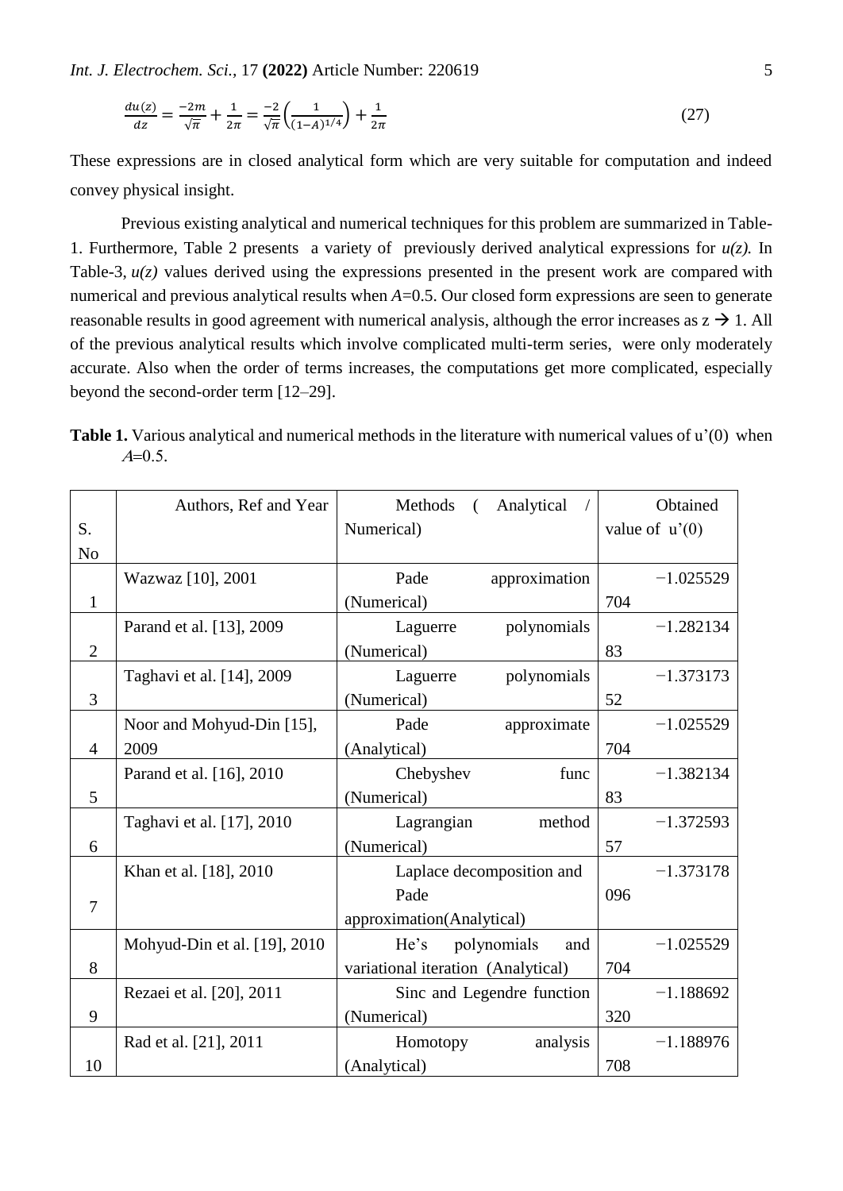$$\frac{du(z)}{dz} = \frac{-2m}{\sqrt{\pi}} + \frac{1}{2\pi} = \frac{-2}{\sqrt{\pi}}\left(\frac{1}{(1-A)^{1/4}}\right) + \frac{1}{2\pi} \tag{27}$$

These expressions are in closed analytical form which are very suitable for computation and indeed convey physical insight.

Previous existing analytical and numerical techniques for this problem are summarized in Table-1. Furthermore, Table 2 presents a variety of previously derived analytical expressions for *u(z).* In Table-3, *u(z)* values derived using the expressions presented in the present work are compared with numerical and previous analytical results when *A*=0.5. Our closed form expressions are seen to generate reasonable results in good agreement with numerical analysis, although the error increases as z → 1. All of the previous analytical results which involve complicated multi-term series, were only moderately accurate. Also when the order of terms increases, the computations get more complicated, especially beyond the second-order term [12–29].

**Table 1.** Various analytical and numerical methods in the literature with numerical values of u'(0) when *A*=0.5.

| S. No | Authors, Ref and Year | Methods ( Analytical / Numerical) | Obtained value of u'(0) |
|---|---|---|---|
| 1 | Wazwaz [10], 2001 | Pade approximation (Numerical) | −1.025529704 |
| 2 | Parand et al. [13], 2009 | Laguerre polynomials (Numerical) | −1.28213483 |
| 3 | Taghavi et al. [14], 2009 | Laguerre polynomials (Numerical) | −1.37317352 |
| 4 | Noor and Mohyud-Din [15], 2009 | Pade approximate (Analytical) | −1.025529704 |
| 5 | Parand et al. [16], 2010 | Chebyshev func (Numerical) | −1.38213483 |
| 6 | Taghavi et al. [17], 2010 | Lagrangian method (Numerical) | −1.37259357 |
| 7 | Khan et al. [18], 2010 | Laplace decomposition and Pade approximation(Analytical) | −1.373178096 |
| 8 | Mohyud-Din et al. [19], 2010 | He's polynomials and variational iteration (Analytical) | −1.025529704 |
| 9 | Rezaei et al. [20], 2011 | Sinc and Legendre function (Numerical) | −1.188692320 |
| 10 | Rad et al. [21], 2011 | Homotopy analysis (Analytical) | −1.188976708 |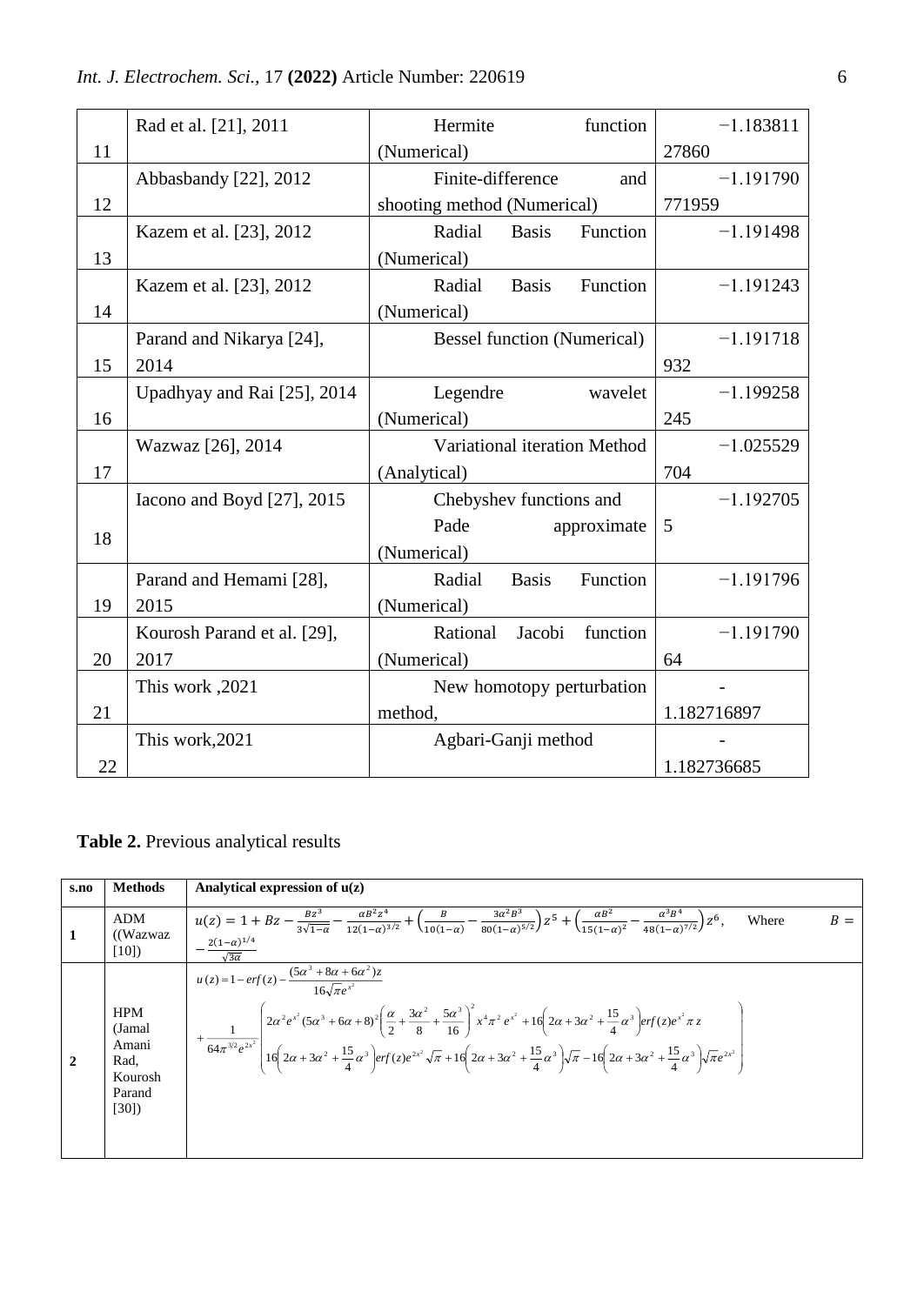| | | | |
|---|---|---|---|
| 11 | Rad et al. [21], 2011 | Hermite function (Numerical) | −1.183811 27860 |
| 12 | Abbasbandy [22], 2012 | Finite-difference and shooting method (Numerical) | −1.191790 771959 |
| 13 | Kazem et al. [23], 2012 | Radial Basis Function (Numerical) | −1.191498 |
| 14 | Kazem et al. [23], 2012 | Radial Basis Function (Numerical) | −1.191243 |
| 15 | Parand and Nikarya [24], 2014 | Bessel function (Numerical) | −1.191718 932 |
| 16 | Upadhyay and Rai [25], 2014 | Legendre wavelet (Numerical) | −1.199258 245 |
| 17 | Wazwaz [26], 2014 | Variational iteration Method (Analytical) | −1.025529 704 |
| 18 | Iacono and Boyd [27], 2015 | Chebyshev functions and Pade approximate (Numerical) | −1.192705 5 |
| 19 | Parand and Hemami [28], 2015 | Radial Basis Function (Numerical) | −1.191796 |
| 20 | Kourosh Parand et al. [29], 2017 | Rational Jacobi function (Numerical) | −1.191790 64 |
| 21 | This work ,2021 | New homotopy perturbation method, | -1.182716897 |
| 22 | This work,2021 | Agbari-Ganji method | -1.182736685 |

**Table 2.** Previous analytical results

| s.no | Methods | Analytical expression of u(z) |
|---|---|---|
| 1 | ADM ((Wazwaz [10]) | $u(z) = 1 + Bz - \frac{Bz^3}{3\sqrt{1-\alpha}} - \frac{\alpha B^2 z^4}{12(1-\alpha)^{3/2}} + \left(\frac{B}{10(1-\alpha)} - \frac{3\alpha^2 B^3}{80(1-\alpha)^{5/2}}\right)z^5 + \left(\frac{\alpha B^2}{15(1-\alpha)^2} - \frac{\alpha^3 B^4}{48(1-\alpha)^{7/2}}\right)z^6$, Where $B = -\frac{2(1-\alpha)^{1/4}}{\sqrt{3\alpha}}$ |
| 2 | HPM (Jamal Amani Rad, Kourosh Parand [30]) | $u(z) = 1 - erf(z) - \frac{(5\alpha^3 + 8\alpha + 6\alpha^2)z}{16\sqrt{\pi}e^{x^2}}$ $+ \frac{1}{64\pi^{3/2}e^{2x^2}}\left( \begin{array}{l} 2\alpha^2 e^{x^2}(5\alpha^3 + 6\alpha + 8)^2\left(\frac{\alpha}{2} + \frac{3\alpha^2}{8} + \frac{5\alpha^3}{16}\right)^2 x^4 \pi^2 e^{x^2} + 16\left(2\alpha + 3\alpha^2 + \frac{15}{4}\alpha^3\right) erf(z) e^{x^2} \pi z \\ 16\left(2\alpha + 3\alpha^2 + \frac{15}{4}\alpha^3\right) erf(z) e^{2x^2}\sqrt{\pi} + 16\left(2\alpha + 3\alpha^2 + \frac{15}{4}\alpha^3\right)\sqrt{\pi} - 16\left(2\alpha + 3\alpha^2 + \frac{15}{4}\alpha^3\right)\sqrt{\pi}e^{2x^2} \end{array} \right)$ |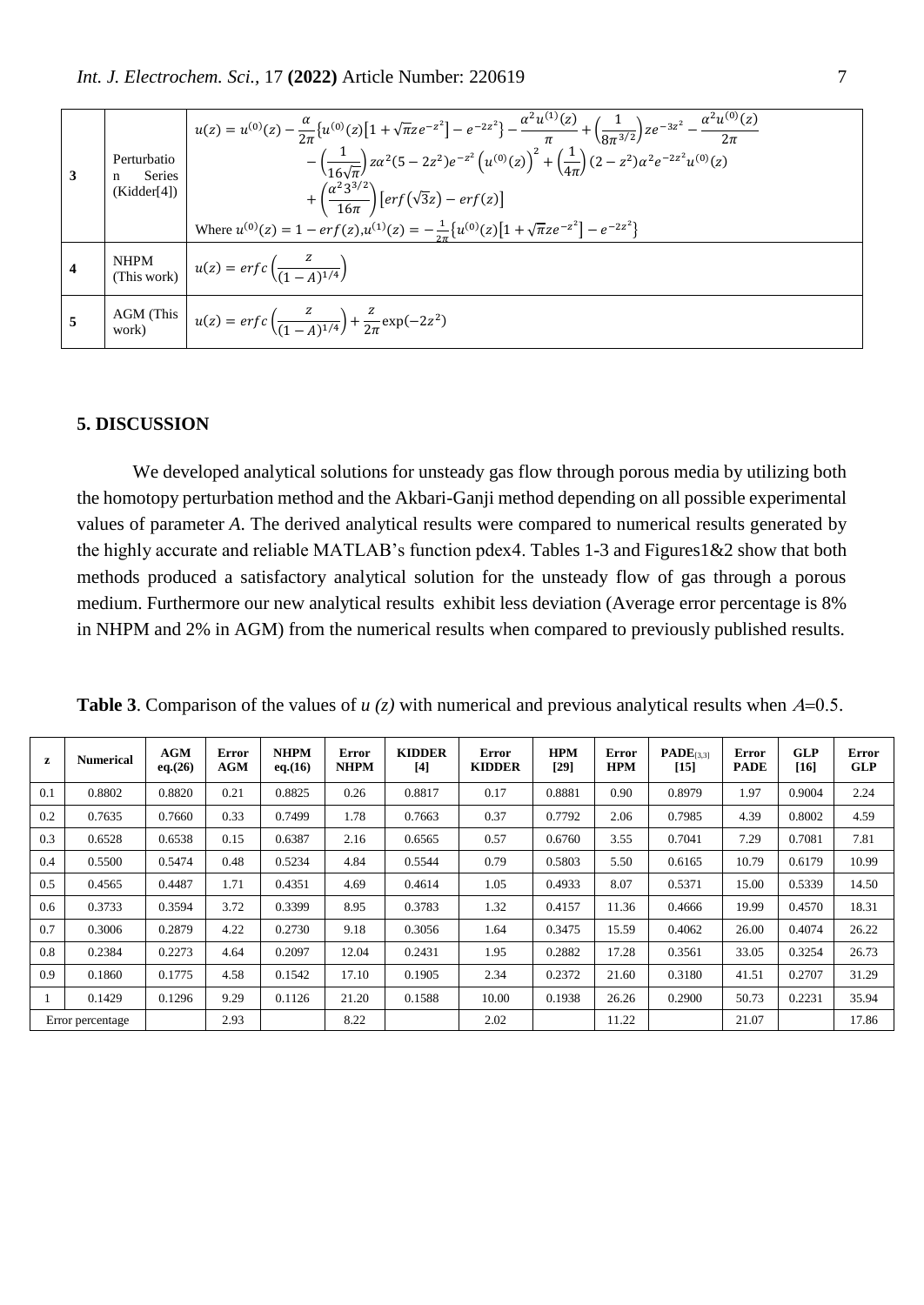| | | |
|---|---|---|
| 3 | Perturbation Series (Kidder[4]) | $u(z) = u^{(0)}(z) - \frac{\alpha}{2\pi}\{u^{(0)}(z)[1+\sqrt{\pi}ze^{-z^2}] - e^{-2z^2}\} - \frac{\alpha^2 u^{(1)}(z)}{\pi} + \left(\frac{1}{8\pi^{3/2}}\right)ze^{-3z^2} - \frac{\alpha^2 u^{(0)}(z)}{2\pi} - \left(\frac{1}{16\sqrt{\pi}}\right)z\alpha^2(5-2z^2)e^{-z^2}\left(u^{(0)}(z)\right)^2 + \left(\frac{1}{4\pi}\right)(2-z^2)\alpha^2 e^{-2z^2}u^{(0)}(z) + \left(\frac{\alpha^2 3^{3/2}}{16\pi}\right)\left[erf(\sqrt{3}z) - erf(z)\right]$ Where $u^{(0)}(z) = 1 - erf(z), u^{(1)}(z) = -\frac{1}{2\pi}\{u^{(0)}(z)[1+\sqrt{\pi}ze^{-z^2}] - e^{-2z^2}\}$ |
| 4 | NHPM (This work) | $u(z) = erfc\left(\frac{z}{(1-A)^{1/4}}\right)$ |
| 5 | AGM (This work) | $u(z) = erfc\left(\frac{z}{(1-A)^{1/4}}\right) + \frac{z}{2\pi}\exp(-2z^2)$ |

## 5. DISCUSSION

We developed analytical solutions for unsteady gas flow through porous media by utilizing both the homotopy perturbation method and the Akbari-Ganji method depending on all possible experimental values of parameter *A*. The derived analytical results were compared to numerical results generated by the highly accurate and reliable MATLAB's function pdex4. Tables 1-3 and Figures1&2 show that both methods produced a satisfactory analytical solution for the unsteady flow of gas through a porous medium. Furthermore our new analytical results exhibit less deviation (Average error percentage is 8% in NHPM and 2% in AGM) from the numerical results when compared to previously published results.

**Table 3**. Comparison of the values of $u(z)$ with numerical and previous analytical results when $A$=0.5.

| z | Numerical | AGM eq.(26) | Error AGM | NHPM eq.(16) | Error NHPM | KIDDER [4] | Error KIDDER | HPM [29] | Error HPM | $\text{PADE}_{[3,3]}$ [15] | Error PADE | GLP [16] | Error GLP |
|---|---|---|---|---|---|---|---|---|---|---|---|---|---|
| 0.1 | 0.8802 | 0.8820 | 0.21 | 0.8825 | 0.26 | 0.8817 | 0.17 | 0.8881 | 0.90 | 0.8979 | 1.97 | 0.9004 | 2.24 |
| 0.2 | 0.7635 | 0.7660 | 0.33 | 0.7499 | 1.78 | 0.7663 | 0.37 | 0.7792 | 2.06 | 0.7985 | 4.39 | 0.8002 | 4.59 |
| 0.3 | 0.6528 | 0.6538 | 0.15 | 0.6387 | 2.16 | 0.6565 | 0.57 | 0.6760 | 3.55 | 0.7041 | 7.29 | 0.7081 | 7.81 |
| 0.4 | 0.5500 | 0.5474 | 0.48 | 0.5234 | 4.84 | 0.5544 | 0.79 | 0.5803 | 5.50 | 0.6165 | 10.79 | 0.6179 | 10.99 |
| 0.5 | 0.4565 | 0.4487 | 1.71 | 0.4351 | 4.69 | 0.4614 | 1.05 | 0.4933 | 8.07 | 0.5371 | 15.00 | 0.5339 | 14.50 |
| 0.6 | 0.3733 | 0.3594 | 3.72 | 0.3399 | 8.95 | 0.3783 | 1.32 | 0.4157 | 11.36 | 0.4666 | 19.99 | 0.4570 | 18.31 |
| 0.7 | 0.3006 | 0.2879 | 4.22 | 0.2730 | 9.18 | 0.3056 | 1.64 | 0.3475 | 15.59 | 0.4062 | 26.00 | 0.4074 | 26.22 |
| 0.8 | 0.2384 | 0.2273 | 4.64 | 0.2097 | 12.04 | 0.2431 | 1.95 | 0.2882 | 17.28 | 0.3561 | 33.05 | 0.3254 | 26.73 |
| 0.9 | 0.1860 | 0.1775 | 4.58 | 0.1542 | 17.10 | 0.1905 | 2.34 | 0.2372 | 21.60 | 0.3180 | 41.51 | 0.2707 | 31.29 |
| 1 | 0.1429 | 0.1296 | 9.29 | 0.1126 | 21.20 | 0.1588 | 10.00 | 0.1938 | 26.26 | 0.2900 | 50.73 | 0.2231 | 35.94 |
| Error percentage | | | 2.93 | | 8.22 | | 2.02 | | 11.22 | | 21.07 | | 17.86 |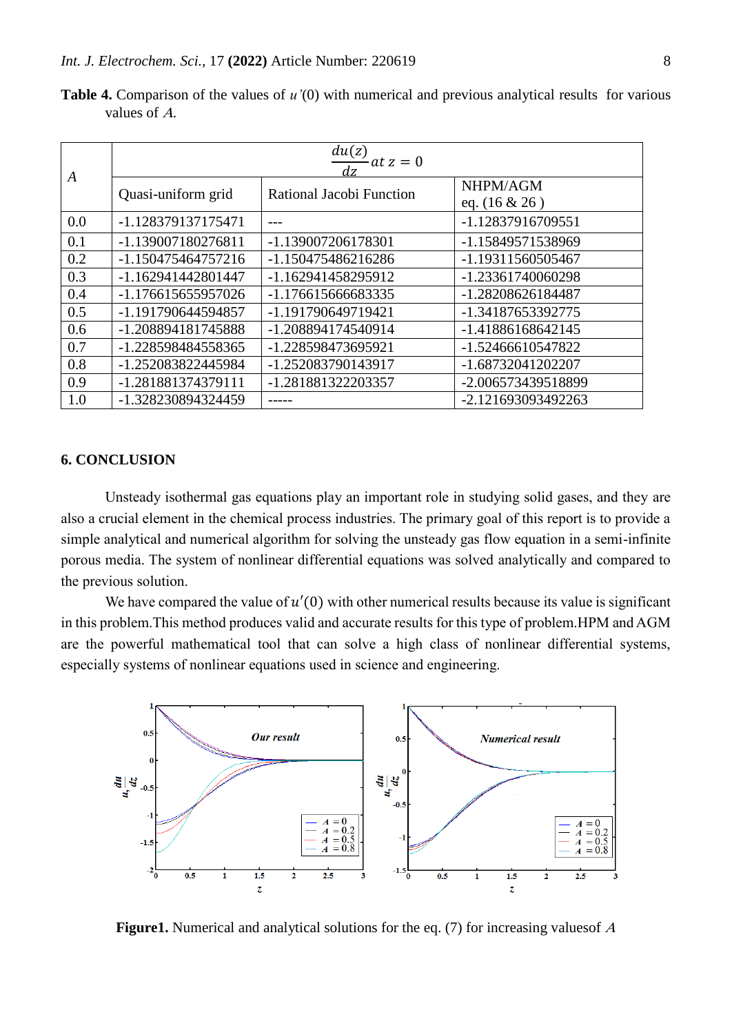**Table 4.** Comparison of the values of $u'(0)$ with numerical and previous analytical results for various values of $A$.

| $A$ | $\frac{du(z)}{dz}$ $at\ z=0$ | | |
|---|---|---|---|
| | Quasi-uniform grid | Rational Jacobi Function | NHPM/AGM eq. (16 & 26 ) |
| 0.0 | -1.128379137175471 | --- | -1.12837916709551 |
| 0.1 | -1.139007180276811 | -1.139007206178301 | -1.15849571538969 |
| 0.2 | -1.150475464757216 | -1.150475486216286 | -1.19311560505467 |
| 0.3 | -1.162941442801447 | -1.162941458295912 | -1.23361740060298 |
| 0.4 | -1.176615655957026 | -1.176615666683335 | -1.28208626184487 |
| 0.5 | -1.191790644594857 | -1.191790649719421 | -1.34187653392775 |
| 0.6 | -1.208894181745888 | -1.208894174540914 | -1.41886168642145 |
| 0.7 | -1.228598484558365 | -1.228598473695921 | -1.52466610547822 |
| 0.8 | -1.252083822445984 | -1.252083790143917 | -1.68732041202207 |
| 0.9 | -1.281881374379111 | -1.281881322203357 | -2.006573439518899 |
| 1.0 | -1.328230894324459 | ----- | -2.121693093492263 |

## 6. CONCLUSION

Unsteady isothermal gas equations play an important role in studying solid gases, and they are also a crucial element in the chemical process industries. The primary goal of this report is to provide a simple analytical and numerical algorithm for solving the unsteady gas flow equation in a semi-infinite porous media. The system of nonlinear differential equations was solved analytically and compared to the previous solution.

We have compared the value of $u'(0)$ with other numerical results because its value is significant in this problem.This method produces valid and accurate results for this type of problem.HPM and AGM are the powerful mathematical tool that can solve a high class of nonlinear differential systems, especially systems of nonlinear equations used in science and engineering.

**Figure1.** Numerical and analytical solutions for the eq. (7) for increasing valuesof $A$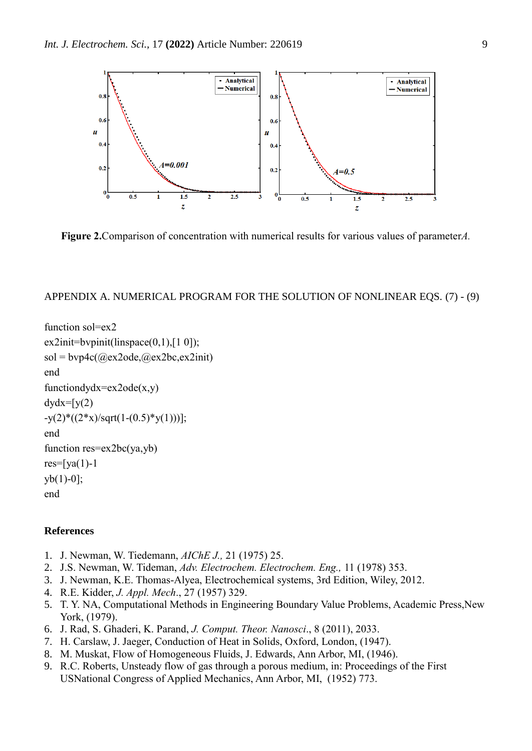Figure 2. Comparison of concentration with numerical results for various values of parameter $A$.

APPENDIX A. NUMERICAL PROGRAM FOR THE SOLUTION OF NONLINEAR EQS. (7) - (9)

```
function sol=ex2
ex2init=bvpinit(linspace(0,1),[1 0]);
sol = bvp4c(@ex2ode,@ex2bc,ex2init)
end
functiondydx=ex2ode(x,y)
dydx=[y(2)
-y(2)*((2*x)/sqrt(1-(0.5)*y(1)))];
end
function res=ex2bc(ya,yb)
res=[ya(1)-1
yb(1)-0];
end
```

## References

1. J. Newman, W. Tiedemann, *AIChE J.,* 21 (1975) 25.
2. J.S. Newman, W. Tideman, *Adv. Electrochem. Electrochem. Eng.,* 11 (1978) 353.
3. J. Newman, K.E. Thomas-Alyea, Electrochemical systems, 3rd Edition, Wiley, 2012.
4. R.E. Kidder, *J. Appl. Mech*., 27 (1957) 329.
5. T. Y. NA, Computational Methods in Engineering Boundary Value Problems, Academic Press,New York, (1979).
6. J. Rad, S. Ghaderi, K. Parand, *J. Comput. Theor. Nanosci*., 8 (2011), 2033.
7. H. Carslaw, J. Jaeger, Conduction of Heat in Solids, Oxford, London, (1947).
8. M. Muskat, Flow of Homogeneous Fluids, J. Edwards, Ann Arbor, MI, (1946).
9. R.C. Roberts, Unsteady flow of gas through a porous medium, in: Proceedings of the First USNational Congress of Applied Mechanics, Ann Arbor, MI, (1952) 773.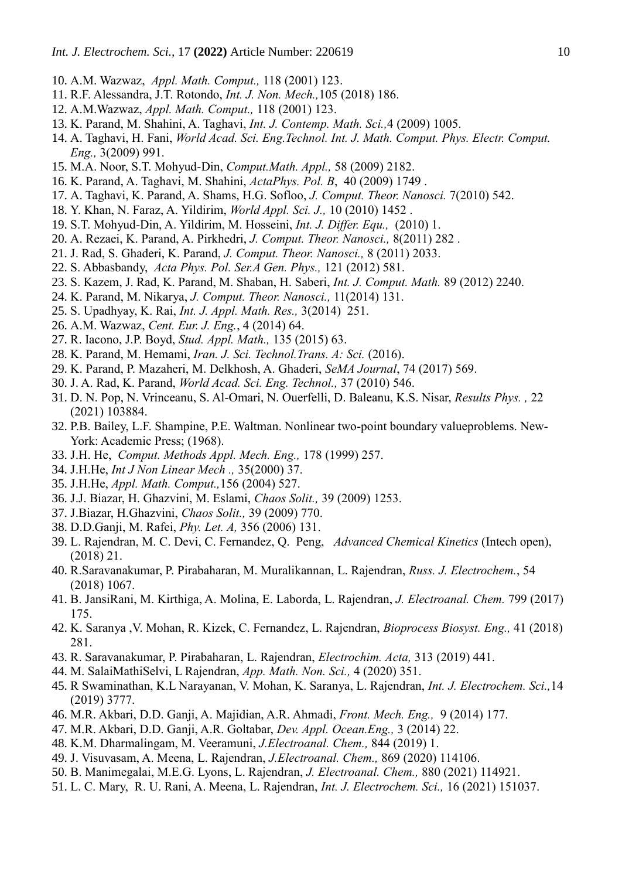10. A.M. Wazwaz, *Appl. Math. Comput.,* 118 (2001) 123.
11. R.F. Alessandra, J.T. Rotondo, *Int. J. Non. Mech.,*105 (2018) 186.
12. A.M.Wazwaz, *Appl. Math. Comput.,* 118 (2001) 123.
13. K. Parand, M. Shahini, A. Taghavi, *Int. J. Contemp. Math. Sci.,*4 (2009) 1005.
14. A. Taghavi, H. Fani, *World Acad. Sci. Eng.Technol. Int. J. Math. Comput. Phys. Electr. Comput. Eng.,* 3(2009) 991.
15. M.A. Noor, S.T. Mohyud-Din, *Comput.Math. Appl.,* 58 (2009) 2182.
16. K. Parand, A. Taghavi, M. Shahini, *ActaPhys. Pol. B*, 40 (2009) 1749 .
17. A. Taghavi, K. Parand, A. Shams, H.G. Sofloo, *J. Comput. Theor. Nanosci.* 7(2010) 542.
18. Y. Khan, N. Faraz, A. Yildirim, *World Appl. Sci. J.,* 10 (2010) 1452 .
19. S.T. Mohyud-Din, A. Yildirim, M. Hosseini, *Int. J. Differ. Equ.,* (2010) 1.
20. A. Rezaei, K. Parand, A. Pirkhedri, *J. Comput. Theor. Nanosci.,* 8(2011) 282 .
21. J. Rad, S. Ghaderi, K. Parand, *J. Comput. Theor. Nanosci.,* 8 (2011) 2033.
22. S. Abbasbandy, *Acta Phys. Pol. Ser.A Gen. Phys.,* 121 (2012) 581.
23. S. Kazem, J. Rad, K. Parand, M. Shaban, H. Saberi, *Int. J. Comput. Math.* 89 (2012) 2240.
24. K. Parand, M. Nikarya, *J. Comput. Theor. Nanosci.,* 11(2014) 131.
25. S. Upadhyay, K. Rai, *Int. J. Appl. Math. Res.,* 3(2014) 251.
26. A.M. Wazwaz, *Cent. Eur. J. Eng.*, 4 (2014) 64.
27. R. Iacono, J.P. Boyd, *Stud. Appl. Math.,* 135 (2015) 63.
28. K. Parand, M. Hemami, *Iran. J. Sci. Technol.Trans. A: Sci.* (2016).
29. K. Parand, P. Mazaheri, M. Delkhosh, A. Ghaderi, *SeMA Journal*, 74 (2017) 569.
30. J. A. Rad, K. Parand, *World Acad. Sci. Eng. Technol.,* 37 (2010) 546.
31. D. N. Pop, N. Vrinceanu, S. Al-Omari, N. Ouerfelli, D. Baleanu, K.S. Nisar, *Results Phys. ,* 22 (2021) 103884.
32. P.B. Bailey, L.F. Shampine, P.E. Waltman. Nonlinear two-point boundary valueproblems. New-York: Academic Press; (1968).
33. J.H. He, *Comput. Methods Appl. Mech. Eng.,* 178 (1999) 257.
34. J.H.He, *Int J Non Linear Mech .,* 35(2000) 37.
35. J.H.He, *Appl. Math. Comput.,*156 (2004) 527.
36. J.J. Biazar, H. Ghazvini, M. Eslami, *Chaos Solit.,* 39 (2009) 1253.
37. J.Biazar, H.Ghazvini, *Chaos Solit.,* 39 (2009) 770.
38. D.D.Ganji, M. Rafei, *Phy. Let. A,* 356 (2006) 131.
39. L. Rajendran, M. C. Devi, C. Fernandez, Q. Peng, *Advanced Chemical Kinetics* (Intech open), (2018) 21.
40. R.Saravanakumar, P. Pirabaharan, M. Muralikannan, L. Rajendran, *Russ. J. Electrochem.*, 54 (2018) 1067.
41. B. JansiRani, M. Kirthiga, A. Molina, E. Laborda, L. Rajendran, *J. Electroanal. Chem.* 799 (2017) 175.
42. K. Saranya ,V. Mohan, R. Kizek, C. Fernandez, L. Rajendran, *Bioprocess Biosyst. Eng.,* 41 (2018) 281.
43. R. Saravanakumar, P. Pirabaharan, L. Rajendran, *Electrochim. Acta,* 313 (2019) 441.
44. M. SalaiMathiSelvi, L Rajendran, *App. Math. Non. Sci.,* 4 (2020) 351.
45. R Swaminathan, K.L Narayanan, V. Mohan, K. Saranya, L. Rajendran, *Int. J. Electrochem. Sci.,*14 (2019) 3777.
46. M.R. Akbari, D.D. Ganji, A. Majidian, A.R. Ahmadi, *Front. Mech. Eng.,* 9 (2014) 177.
47. M.R. Akbari, D.D. Ganji, A.R. Goltabar, *Dev. Appl. Ocean.Eng.,* 3 (2014) 22.
48. K.M. Dharmalingam, M. Veeramuni, *J.Electroanal. Chem.,* 844 (2019) 1.
49. J. Visuvasam, A. Meena, L. Rajendran, *J.Electroanal. Chem.,* 869 (2020) 114106.
50. B. Manimegalai, M.E.G. Lyons, L. Rajendran, *J. Electroanal. Chem.,* 880 (2021) 114921.
51. L. C. Mary, R. U. Rani, A. Meena, L. Rajendran, *Int. J. Electrochem. Sci.,* 16 (2021) 151037.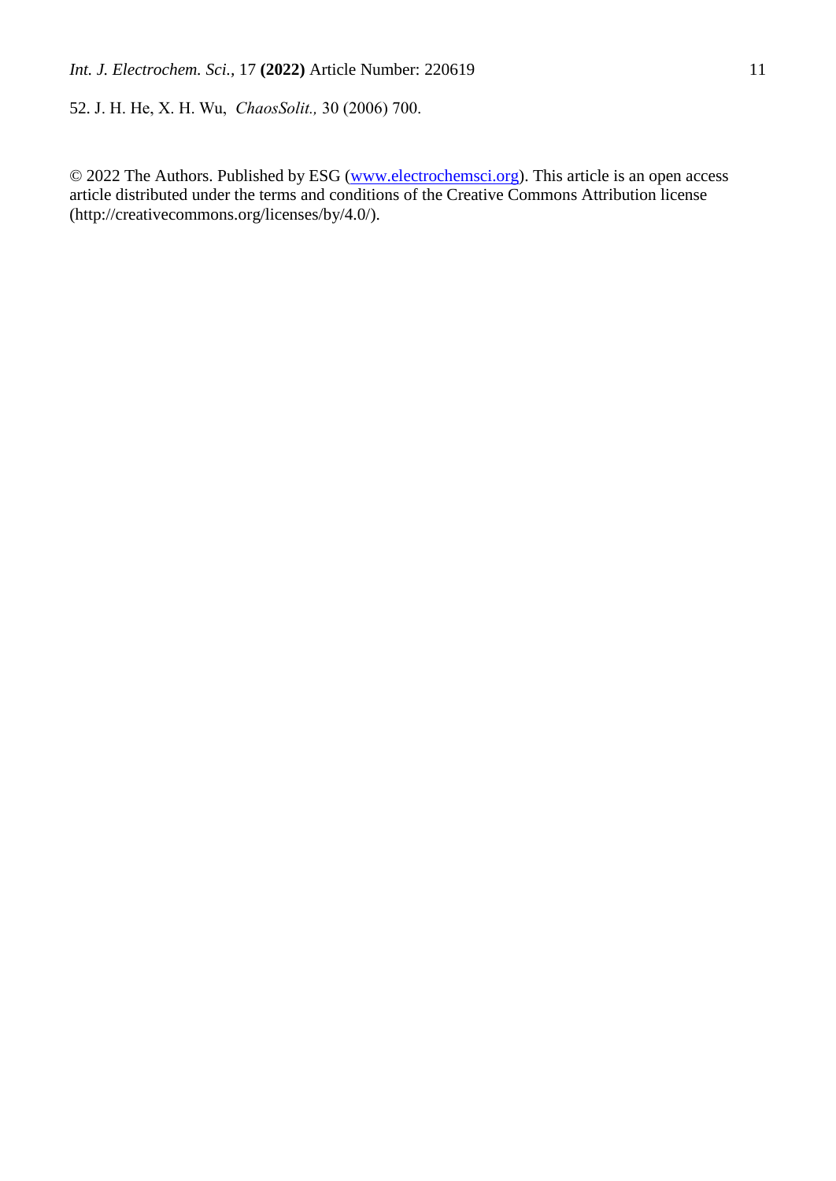52. J. H. He, X. H. Wu, *ChaosSolit.,* 30 (2006) 700.

© 2022 The Authors. Published by ESG (www.electrochemsci.org). This article is an open access article distributed under the terms and conditions of the Creative Commons Attribution license (http://creativecommons.org/licenses/by/4.0/).